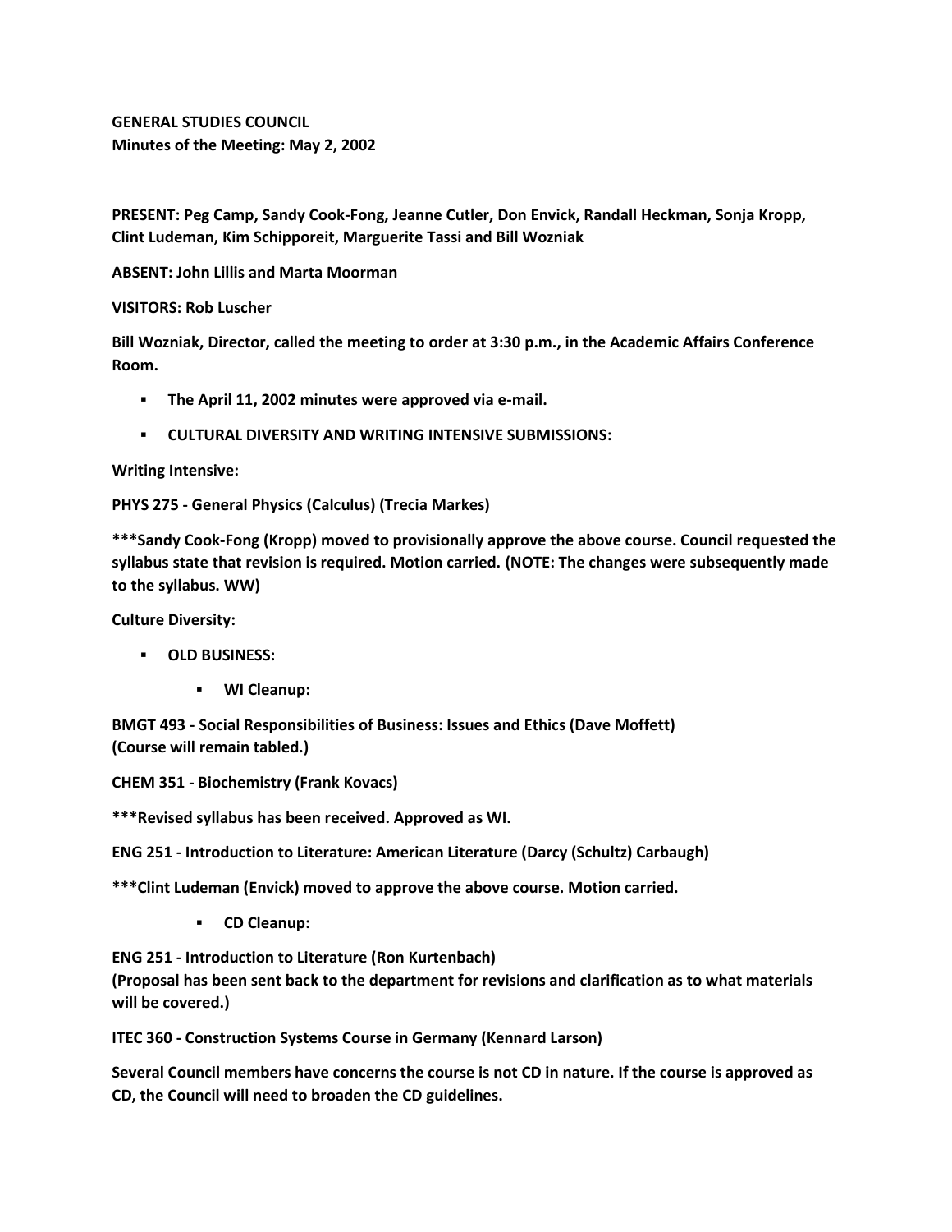**GENERAL STUDIES COUNCIL**
**Minutes of the Meeting: May 2, 2002**

**PRESENT: Peg Camp, Sandy Cook-Fong, Jeanne Cutler, Don Envick, Randall Heckman, Sonja Kropp, Clint Ludeman, Kim Schipporeit, Marguerite Tassi and Bill Wozniak**

**ABSENT: John Lillis and Marta Moorman**

**VISITORS: Rob Luscher**

**Bill Wozniak, Director, called the meeting to order at 3:30 p.m., in the Academic Affairs Conference Room.**

- **The April 11, 2002 minutes were approved via e-mail.**
- **CULTURAL DIVERSITY AND WRITING INTENSIVE SUBMISSIONS:**

**Writing Intensive:**

**PHYS 275 - General Physics (Calculus) (Trecia Markes)**

**\*\*\*Sandy Cook-Fong (Kropp) moved to provisionally approve the above course. Council requested the syllabus state that revision is required. Motion carried. (NOTE: The changes were subsequently made to the syllabus. WW)**

**Culture Diversity:**

- **OLD BUSINESS:**
    - **WI Cleanup:**

**BMGT 493 - Social Responsibilities of Business: Issues and Ethics (Dave Moffett)**
**(Course will remain tabled.)**

**CHEM 351 - Biochemistry (Frank Kovacs)**

**\*\*\*Revised syllabus has been received. Approved as WI.**

**ENG 251 - Introduction to Literature: American Literature (Darcy (Schultz) Carbaugh)**

**\*\*\*Clint Ludeman (Envick) moved to approve the above course. Motion carried.**

- **CD Cleanup:**

**ENG 251 - Introduction to Literature (Ron Kurtenbach)**
**(Proposal has been sent back to the department for revisions and clarification as to what materials will be covered.)**

**ITEC 360 - Construction Systems Course in Germany (Kennard Larson)**

**Several Council members have concerns the course is not CD in nature. If the course is approved as CD, the Council will need to broaden the CD guidelines.**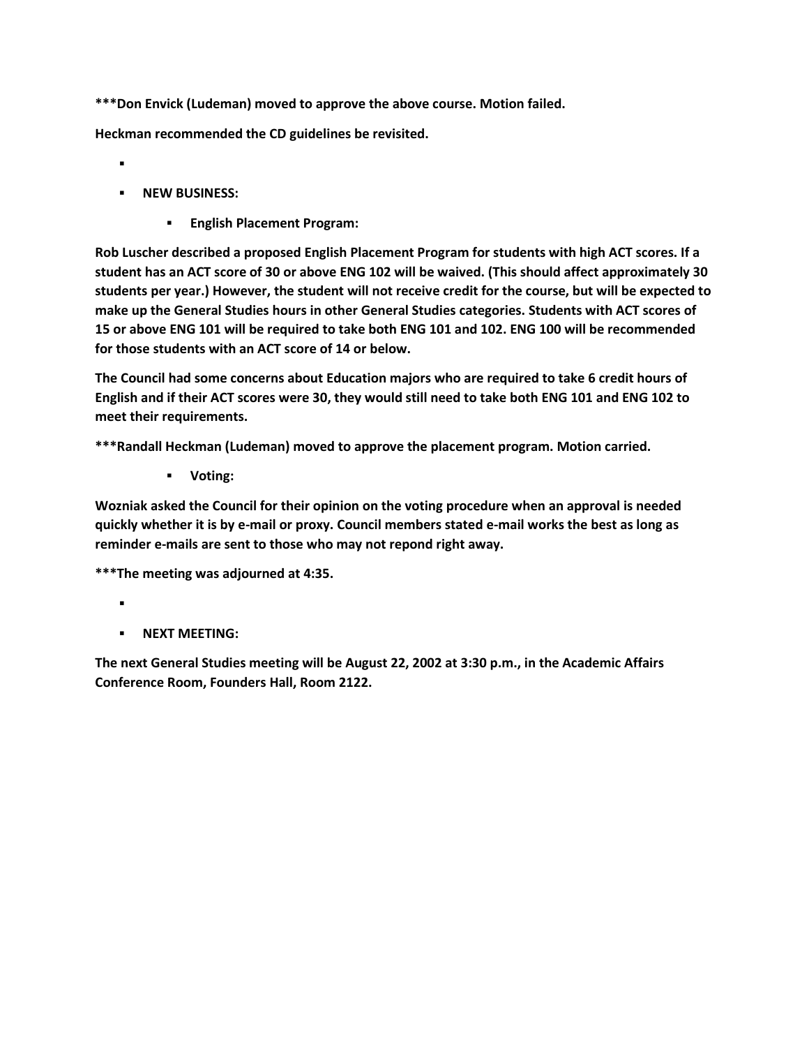**\*\*\*Don Envick (Ludeman) moved to approve the above course. Motion failed.**

**Heckman recommended the CD guidelines be revisited.**

- **NEW BUSINESS:**
  - **English Placement Program:**

**Rob Luscher described a proposed English Placement Program for students with high ACT scores. If a student has an ACT score of 30 or above ENG 102 will be waived. (This should affect approximately 30 students per year.) However, the student will not receive credit for the course, but will be expected to make up the General Studies hours in other General Studies categories. Students with ACT scores of 15 or above ENG 101 will be required to take both ENG 101 and 102. ENG 100 will be recommended for those students with an ACT score of 14 or below.**

**The Council had some concerns about Education majors who are required to take 6 credit hours of English and if their ACT scores were 30, they would still need to take both ENG 101 and ENG 102 to meet their requirements.**

**\*\*\*Randall Heckman (Ludeman) moved to approve the placement program. Motion carried.**

  - **Voting:**

**Wozniak asked the Council for their opinion on the voting procedure when an approval is needed quickly whether it is by e-mail or proxy. Council members stated e-mail works the best as long as reminder e-mails are sent to those who may not repond right away.**

**\*\*\*The meeting was adjourned at 4:35.**

- **NEXT MEETING:**

**The next General Studies meeting will be August 22, 2002 at 3:30 p.m., in the Academic Affairs Conference Room, Founders Hall, Room 2122.**